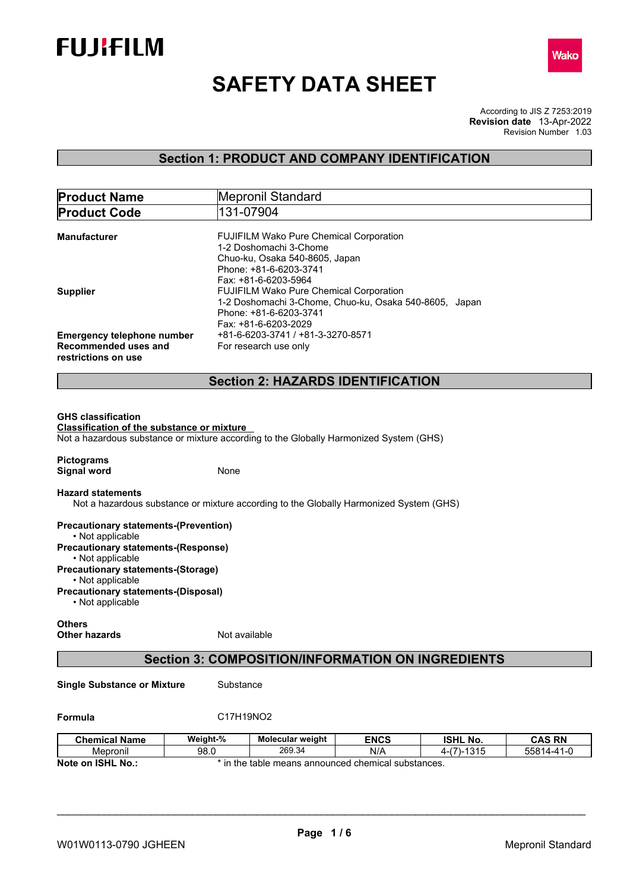FUJIFILM

Wako

# SAFETY DATA SHEET

According to JIS Z 7253:2019
**Revision date** 13-Apr-2022
Revision Number 1.03

## Section 1: PRODUCT AND COMPANY IDENTIFICATION

| **Product Name** | Mepronil Standard |
|---|---|
| **Product Code** | 131-07904 |

**Manufacturer**
FUJIFILM Wako Pure Chemical Corporation
1-2 Doshomachi 3-Chome
Chuo-ku, Osaka 540-8605, Japan
Phone: +81-6-6203-3741
Fax: +81-6-6203-5964

**Supplier**
FUJIFILM Wako Pure Chemical Corporation
1-2 Doshomachi 3-Chome, Chuo-ku, Osaka 540-8605, Japan
Phone: +81-6-6203-3741
Fax: +81-6-6203-2029

**Emergency telephone number** +81-6-6203-3741 / +81-3-3270-8571

**Recommended uses and restrictions on use** For research use only

## Section 2: HAZARDS IDENTIFICATION

**GHS classification**

**Classification of the substance or mixture**

Not a hazardous substance or mixture according to the Globally Harmonized System (GHS)

**Pictograms**

**Signal word** None

**Hazard statements**

Not a hazardous substance or mixture according to the Globally Harmonized System (GHS)

**Precautionary statements-(Prevention)**
- Not applicable

**Precautionary statements-(Response)**
- Not applicable

**Precautionary statements-(Storage)**
- Not applicable

**Precautionary statements-(Disposal)**
- Not applicable

**Others**

**Other hazards** Not available

## Section 3: COMPOSITION/INFORMATION ON INGREDIENTS

**Single Substance or Mixture** Substance

**Formula** $C_{17}H_{19}NO_2$

| Chemical Name | Weight-% | Molecular weight | ENCS | ISHL No. | CAS RN |
|---|---|---|---|---|---|
| Mepronil | 98.0 | 269.34 | N/A | 4-(7)-1315 | 55814-41-0 |

**Note on ISHL No.:** * in the table means announced chemical substances.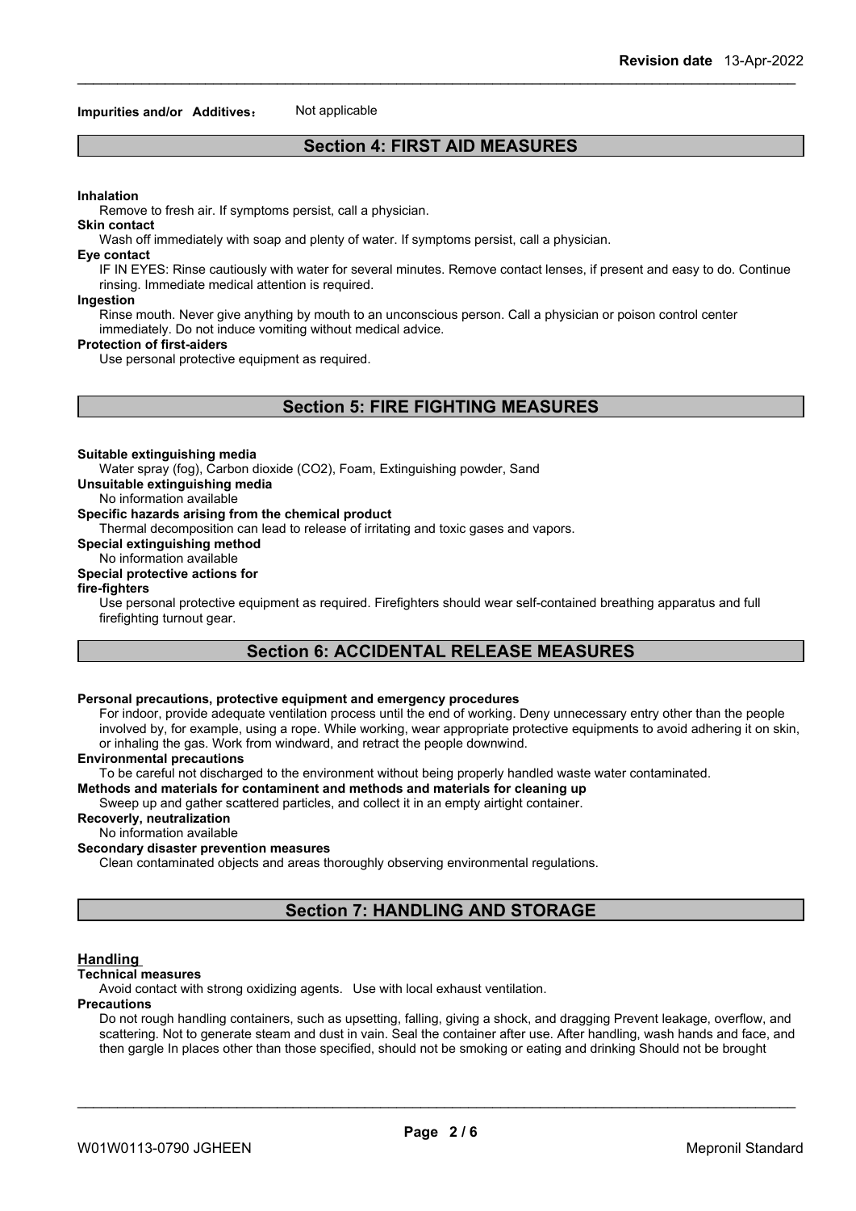**Impurities and/or Additives：** Not applicable

## Section 4: FIRST AID MEASURES

**Inhalation**

Remove to fresh air. If symptoms persist, call a physician.

**Skin contact**

Wash off immediately with soap and plenty of water. If symptoms persist, call a physician.

**Eye contact**

IF IN EYES: Rinse cautiously with water for several minutes. Remove contact lenses, if present and easy to do. Continue rinsing. Immediate medical attention is required.

**Ingestion**

Rinse mouth. Never give anything by mouth to an unconscious person. Call a physician or poison control center immediately. Do not induce vomiting without medical advice.

**Protection of first-aiders**

Use personal protective equipment as required.

## Section 5: FIRE FIGHTING MEASURES

**Suitable extinguishing media**

Water spray (fog), Carbon dioxide ($CO_2$), Foam, Extinguishing powder, Sand

**Unsuitable extinguishing media**

No information available

**Specific hazards arising from the chemical product**

Thermal decomposition can lead to release of irritating and toxic gases and vapors.

**Special extinguishing method**

No information available

**Special protective actions for fire-fighters**

Use personal protective equipment as required. Firefighters should wear self-contained breathing apparatus and full firefighting turnout gear.

## Section 6: ACCIDENTAL RELEASE MEASURES

**Personal precautions, protective equipment and emergency procedures**

For indoor, provide adequate ventilation process until the end of working. Deny unnecessary entry other than the people involved by, for example, using a rope. While working, wear appropriate protective equipments to avoid adhering it on skin, or inhaling the gas. Work from windward, and retract the people downwind.

**Environmental precautions**

To be careful not discharged to the environment without being properly handled waste water contaminated.

**Methods and materials for contaminent and methods and materials for cleaning up**

Sweep up and gather scattered particles, and collect it in an empty airtight container.

**Recoverly, neutralization**

No information available

**Secondary disaster prevention measures**

Clean contaminated objects and areas thoroughly observing environmental regulations.

## Section 7: HANDLING AND STORAGE

**Handling**

**Technical measures**

Avoid contact with strong oxidizing agents. Use with local exhaust ventilation.

**Precautions**

Do not rough handling containers, such as upsetting, falling, giving a shock, and dragging Prevent leakage, overflow, and scattering. Not to generate steam and dust in vain. Seal the container after use. After handling, wash hands and face, and then gargle In places other than those specified, should not be smoking or eating and drinking Should not be brought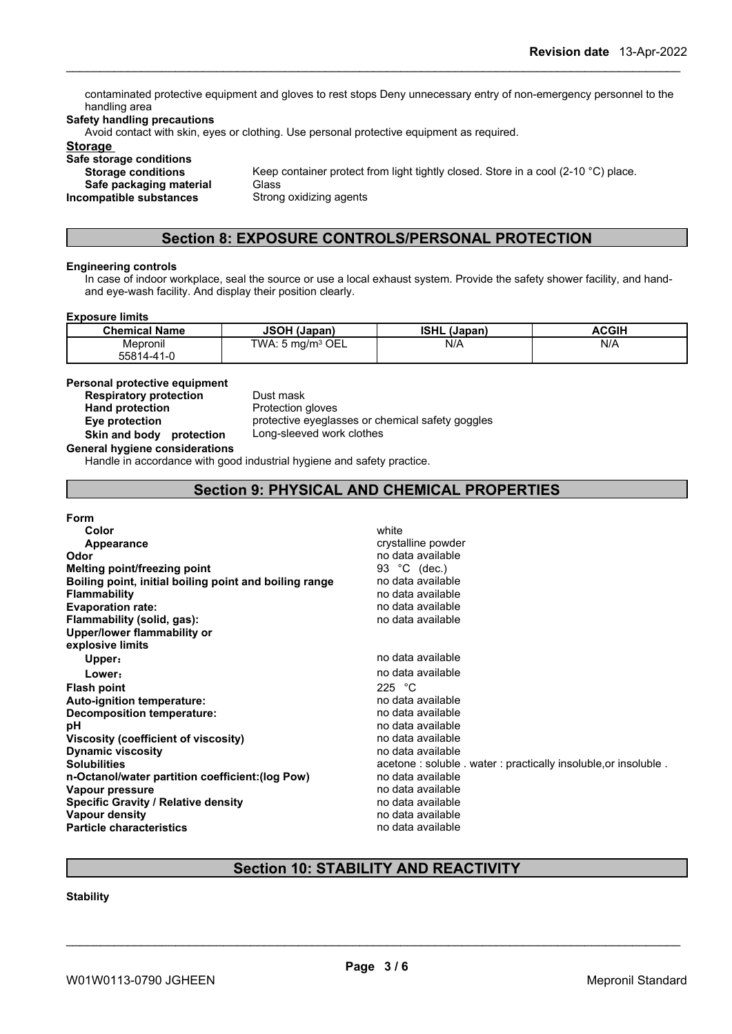contaminated protective equipment and gloves to rest stops Deny unnecessary entry of non-emergency personnel to the handling area

**Safety handling precautions**

Avoid contact with skin, eyes or clothing. Use personal protective equipment as required.

**Storage**

**Safe storage conditions**

**Storage conditions** Keep container protect from light tightly closed. Store in a cool (2-10 °C) place.

**Safe packaging material** Glass

**Incompatible substances** Strong oxidizing agents

## Section 8: EXPOSURE CONTROLS/PERSONAL PROTECTION

**Engineering controls**

In case of indoor workplace, seal the source or use a local exhaust system. Provide the safety shower facility, and hand- and eye-wash facility. And display their position clearly.

**Exposure limits**

| Chemical Name | JSOH (Japan) | ISHL (Japan) | ACGIH |
|---|---|---|---|
| Mepronil 55814-41-0 | TWA: 5 mg/m³ OEL | N/A | N/A |

**Personal protective equipment**

**Respiratory protection** Dust mask

**Hand protection** Protection gloves

**Eye protection** protective eyeglasses or chemical safety goggles

**Skin and body protection** Long-sleeved work clothes

**General hygiene considerations**

Handle in accordance with good industrial hygiene and safety practice.

## Section 9: PHYSICAL AND CHEMICAL PROPERTIES

**Form**

| | |
|---|---|
| **Color** | white |
| **Appearance** | crystalline powder |
| **Odor** | no data available |
| **Melting point/freezing point** | 93 °C (dec.) |
| **Boiling point, initial boiling point and boiling range** | no data available |
| **Flammability** | no data available |
| **Evaporation rate:** | no data available |
| **Flammability (solid, gas):** | no data available |
| **Upper/lower flammability or explosive limits** | |
| **Upper:** | no data available |
| **Lower:** | no data available |
| **Flash point** | 225 °C |
| **Auto-ignition temperature:** | no data available |
| **Decomposition temperature:** | no data available |
| **pH** | no data available |
| **Viscosity (coefficient of viscosity)** | no data available |
| **Dynamic viscosity** | no data available |
| **Solubilities** | acetone : soluble . water : practically insoluble,or insoluble . |
| **n-Octanol/water partition coefficient:(log Pow)** | no data available |
| **Vapour pressure** | no data available |
| **Specific Gravity / Relative density** | no data available |
| **Vapour density** | no data available |
| **Particle characteristics** | no data available |

## Section 10: STABILITY AND REACTIVITY

**Stability**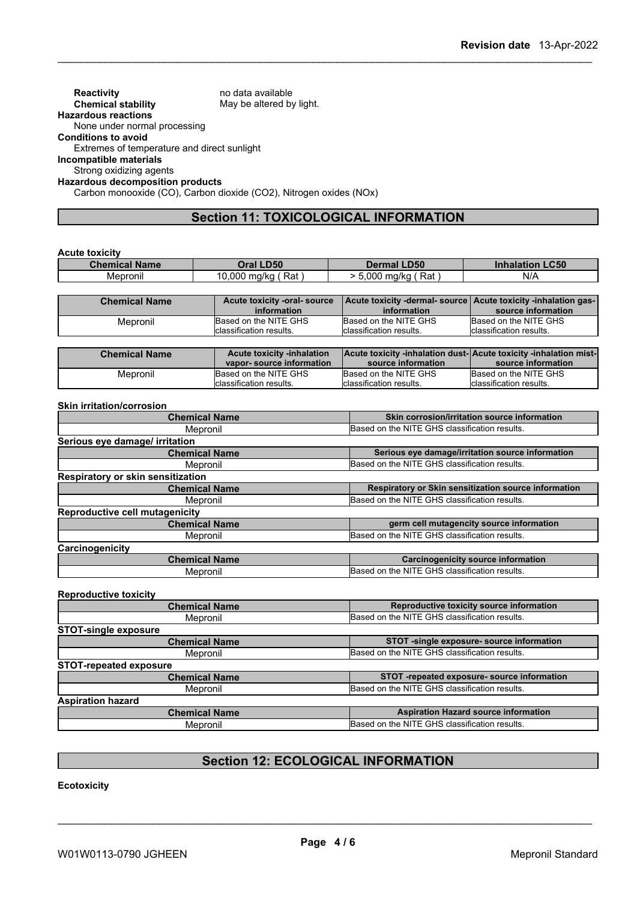**Reactivity** no data available

**Chemical stability** May be altered by light.

**Hazardous reactions**

None under normal processing

**Conditions to avoid**

Extremes of temperature and direct sunlight

**Incompatible materials**

Strong oxidizing agents

**Hazardous decomposition products**

Carbon monooxide (CO), Carbon dioxide ($CO_2$), Nitrogen oxides (NOx)

## Section 11: TOXICOLOGICAL INFORMATION

**Acute toxicity**

| Chemical Name | Oral LD50 | Dermal LD50 | Inhalation LC50 |
|---|---|---|---|
| Mepronil | 10,000 mg/kg ( Rat ) | > 5,000 mg/kg ( Rat ) | N/A |

| Chemical Name | Acute toxicity -oral- source information | Acute toxicity -dermal- source information | Acute toxicity -inhalation gas- source information |
|---|---|---|---|
| Mepronil | Based on the NITE GHS classification results. | Based on the NITE GHS classification results. | Based on the NITE GHS classification results. |

| Chemical Name | Acute toxicity -inhalation vapor- source information | Acute toxicity -inhalation dust- source information | Acute toxicity -inhalation mist- source information |
|---|---|---|---|
| Mepronil | Based on the NITE GHS classification results. | Based on the NITE GHS classification results. | Based on the NITE GHS classification results. |

**Skin irritation/corrosion**

| Chemical Name | Skin corrosion/irritation source information |
|---|---|
| Mepronil | Based on the NITE GHS classification results. |

**Serious eye damage/ irritation**

| Chemical Name | Serious eye damage/irritation source information |
|---|---|
| Mepronil | Based on the NITE GHS classification results. |

**Respiratory or skin sensitization**

| Chemical Name | Respiratory or Skin sensitization source information |
|---|---|
| Mepronil | Based on the NITE GHS classification results. |

**Reproductive cell mutagenicity**

| Chemical Name | germ cell mutagencity source information |
|---|---|
| Mepronil | Based on the NITE GHS classification results. |

**Carcinogenicity**

| Chemical Name | Carcinogenicity source information |
|---|---|
| Mepronil | Based on the NITE GHS classification results. |

**Reproductive toxicity**

| Chemical Name | Reproductive toxicity source information |
|---|---|
| Mepronil | Based on the NITE GHS classification results. |

**STOT-single exposure**

| Chemical Name | STOT -single exposure- source information |
|---|---|
| Mepronil | Based on the NITE GHS classification results. |

**STOT-repeated exposure**

| Chemical Name | STOT -repeated exposure- source information |
|---|---|
| Mepronil | Based on the NITE GHS classification results. |

**Aspiration hazard**

| Chemical Name | Aspiration Hazard source information |
|---|---|
| Mepronil | Based on the NITE GHS classification results. |

## Section 12: ECOLOGICAL INFORMATION

**Ecotoxicity**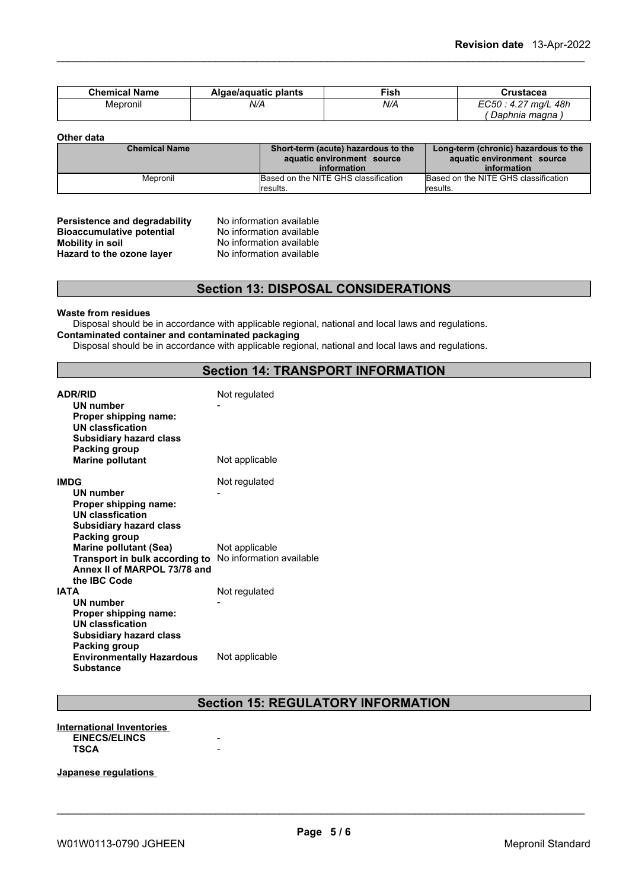| Chemical Name | Algae/aquatic plants | Fish | Crustacea |
| --- | --- | --- | --- |
| Mepronil | *N/A* | *N/A* | *EC50 : 4.27 mg/L 48h ( Daphnia magna )* |

**Other data**

| Chemical Name | Short-term (acute) hazardous to the aquatic environment source information | Long-term (chronic) hazardous to the aquatic environment source information |
| --- | --- | --- |
| Mepronil | Based on the NITE GHS classification results. | Based on the NITE GHS classification results. |

**Persistence and degradability** No information available
**Bioaccumulative potential** No information available
**Mobility in soil** No information available
**Hazard to the ozone layer** No information available

## Section 13: DISPOSAL CONSIDERATIONS

**Waste from residues**

Disposal should be in accordance with applicable regional, national and local laws and regulations.

**Contaminated container and contaminated packaging**

Disposal should be in accordance with applicable regional, national and local laws and regulations.

## Section 14: TRANSPORT INFORMATION

**ADR/RID** Not regulated
- **UN number** -
- **Proper shipping name:**
- **UN classfication**
- **Subsidiary hazard class**
- **Packing group**
- **Marine pollutant** Not applicable

**IMDG** Not regulated
- **UN number** -
- **Proper shipping name:**
- **UN classfication**
- **Subsidiary hazard class**
- **Packing group**
- **Marine pollutant (Sea)** Not applicable
- **Transport in bulk according to Annex II of MARPOL 73/78 and the IBC Code** No information available

**IATA** Not regulated
- **UN number** -
- **Proper shipping name:**
- **UN classfication**
- **Subsidiary hazard class**
- **Packing group**
- **Environmentally Hazardous Substance** Not applicable

## Section 15: REGULATORY INFORMATION

**International Inventories**
- **EINECS/ELINCS** -
- **TSCA** -

**Japanese regulations**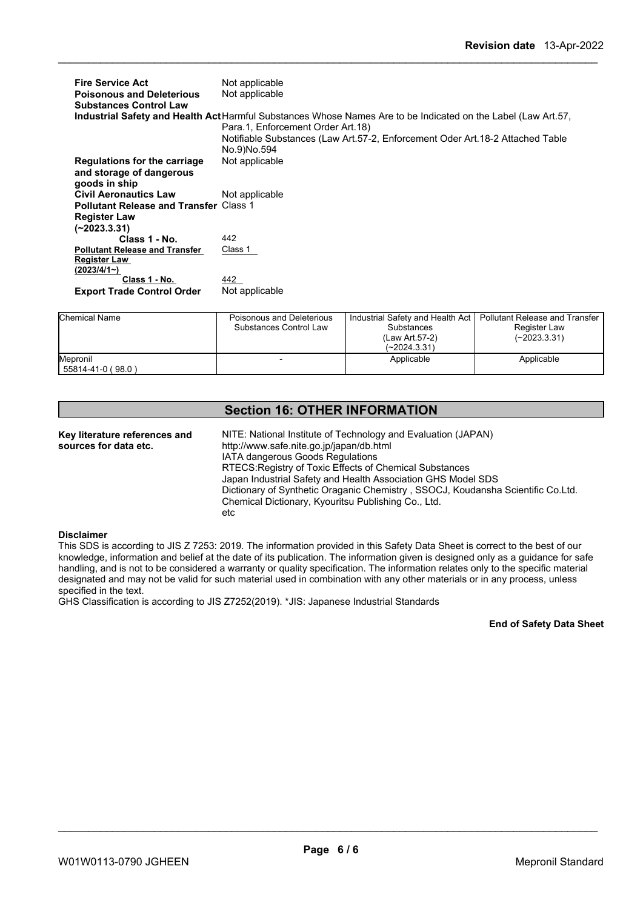| | |
|---|---|
| **Fire Service Act** | Not applicable |
| **Poisonous and Deleterious Substances Control Law** | Not applicable |
| **Industrial Safety and Health Act** | Harmful Substances Whose Names Are to be Indicated on the Label (Law Art.57, Para.1, Enforcement Order Art.18)<br>Notifiable Substances (Law Art.57-2, Enforcement Oder Art.18-2 Attached Table No.9)No.594 |
| **Regulations for the carriage and storage of dangerous goods in ship** | Not applicable |
| **Civil Aeronautics Law** | Not applicable |
| **Pollutant Release and Transfer Register Law (~2023.3.31)** | Class 1 |
| **Class 1 - No.** | 442 |
| **Pollutant Release and Transfer Register Law (2023/4/1~)** | Class 1 |
| **Class 1 - No.** | 442 |
| **Export Trade Control Order** | Not applicable |

| Chemical Name | Poisonous and Deleterious Substances Control Law | Industrial Safety and Health Act Substances (Law Art.57-2) (~2024.3.31) | Pollutant Release and Transfer Register Law (~2023.3.31) |
|---|---|---|---|
| Mepronil<br>55814-41-0 ( 98.0 ) | - | Applicable | Applicable |

## Section 16: OTHER INFORMATION

**Key literature references and sources for data etc.**

NITE: National Institute of Technology and Evaluation (JAPAN)
http://www.safe.nite.go.jp/japan/db.html
IATA dangerous Goods Regulations
RTECS:Registry of Toxic Effects of Chemical Substances
Japan Industrial Safety and Health Association GHS Model SDS
Dictionary of Synthetic Oraganic Chemistry , SSOCJ, Koudansha Scientific Co.Ltd.
Chemical Dictionary, Kyouritsu Publishing Co., Ltd.
etc

**Disclaimer**

This SDS is according to JIS Z 7253: 2019. The information provided in this Safety Data Sheet is correct to the best of our knowledge, information and belief at the date of its publication. The information given is designed only as a guidance for safe handling, and is not to be considered a warranty or quality specification. The information relates only to the specific material designated and may not be valid for such material used in combination with any other materials or in any process, unless specified in the text.

GHS Classification is according to JIS Z7252(2019). *JIS: Japanese Industrial Standards

**End of Safety Data Sheet**